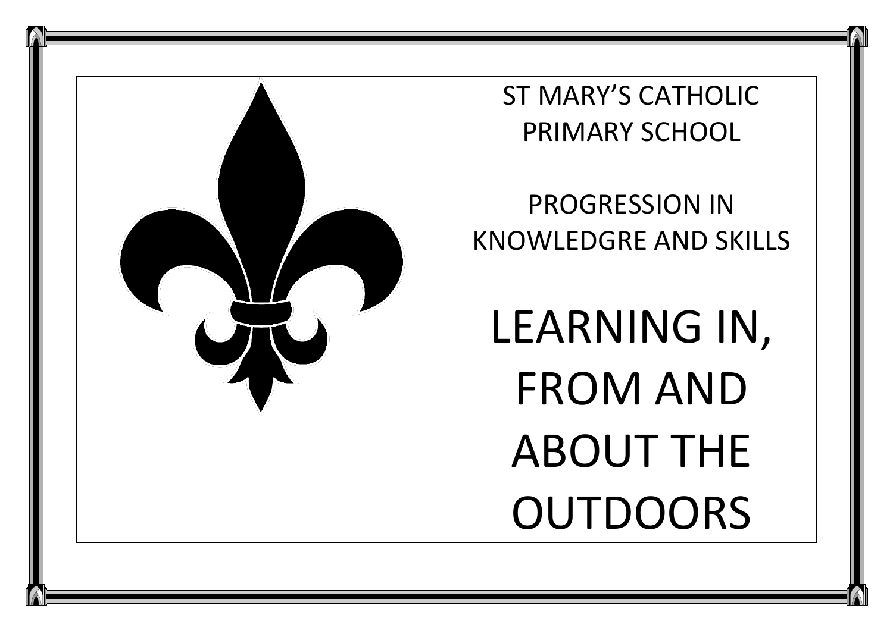ST MARY'S CATHOLIC PRIMARY SCHOOL

PROGRESSION IN KNOWLEDGRE AND SKILLS

# LEARNING IN, FROM AND ABOUT THE OUTDOORS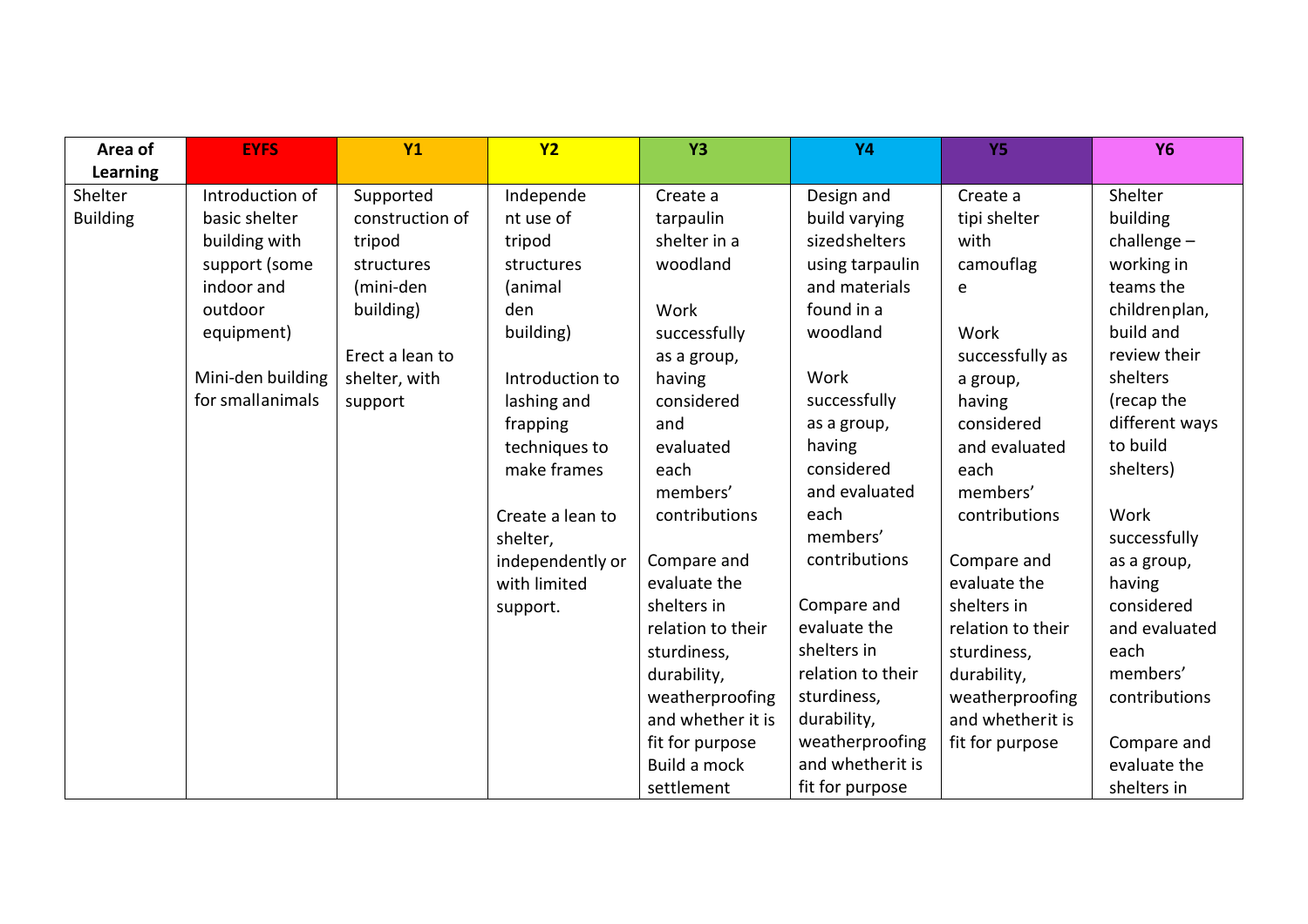| Area of Learning | EYFS | Y1 | Y2 | Y3 | Y4 | Y5 | Y6 |
|---|---|---|---|---|---|---|---|
| Shelter Building | Introduction of basic shelter building with support (some indoor and outdoor equipment)<br><br>Mini-den building for smallanimals | Supported construction of tripod structures (mini-den building)<br><br>Erect a lean to shelter, with support | Independe nt use of tripod structures (animal den building)<br><br>Introduction to lashing and frapping techniques to make frames<br><br>Create a lean to shelter, independently or with limited support. | Create a tarpaulin shelter in a woodland<br><br>Work successfully as a group, having considered and evaluated each members' contributions<br><br>Compare and evaluate the shelters in relation to their sturdiness, durability, weatherproofing and whether it is fit for purpose<br>Build a mock settlement | Design and build varying sizedshelters using tarpaulin and materials found in a woodland<br><br>Work successfully as a group, having considered and evaluated each members' contributions<br><br>Compare and evaluate the shelters in relation to their sturdiness, durability, weatherproofing and whetherit is fit for purpose | Create a tipi shelter with camouflag e<br><br>Work successfully as a group, having considered and evaluated each members' contributions<br><br>Compare and evaluate the shelters in relation to their sturdiness, durability, weatherproofing and whetherit is fit for purpose | Shelter building challenge – working in teams the childrenplan, build and review their shelters (recap the different ways to build shelters)<br><br>Work successfully as a group, having considered and evaluated each members' contributions<br><br>Compare and evaluate the shelters in |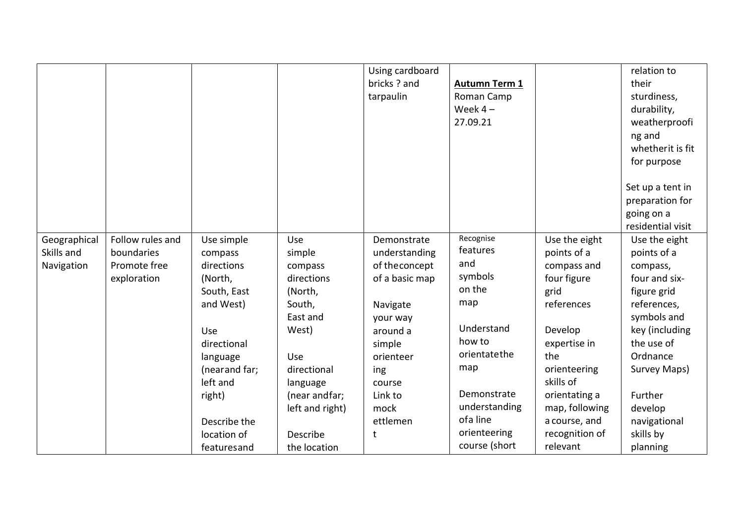| | | | | | | | |
|---|---|---|---|---|---|---|---|
| | | | | Using cardboard bricks ? and tarpaulin | **Autumn Term 1** Roman Camp Week 4 – 27.09.21 | | relation to their sturdiness, durability, weatherproofing and whether it is fit for purpose<br><br>Set up a tent in preparation for going on a residential visit |
| Geographical Skills and Navigation | Follow rules and boundaries<br>Promote free exploration | Use simple compass directions (North, South, East and West)<br><br>Use directional language (near and far; left and right)<br><br>Describe the location of features and | Use simple compass directions (North, South, East and West)<br><br>Use directional language (near and far; left and right)<br><br>Describe the location | Demonstrate understanding of the concept of a basic map<br><br>Navigate your way around a simple orienteering course<br>Link to mock ettlement | Recognise features and symbols on the map<br><br>Understand how to orientate the map<br><br>Demonstrate understanding of a line orienteering course (short | Use the eight points of a compass and four figure grid references<br><br>Develop expertise in the orienteering skills of orientating a map, following a course, and recognition of relevant | Use the eight points of a compass, four and six-figure grid references, symbols and key (including the use of Ordnance Survey Maps)<br><br>Further develop navigational skills by planning |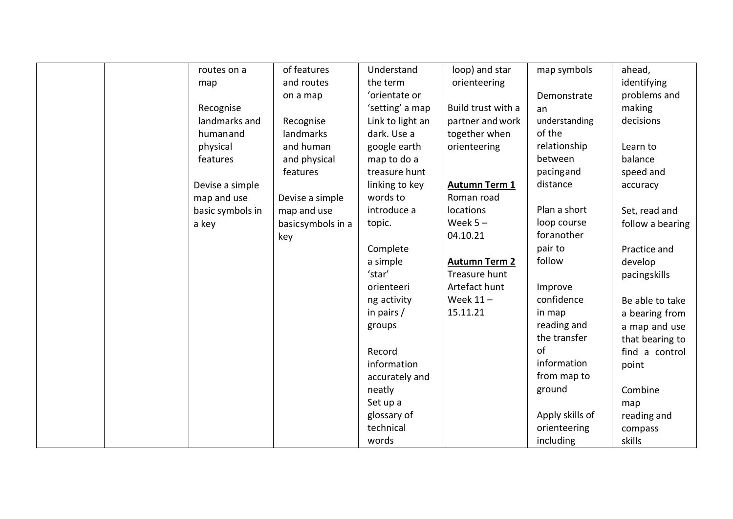| | | | | | | | |
|---|---|---|---|---|---|---|---|
| | | routes on a map<br><br>Recognise landmarks and humanand physical features<br><br>Devise a simple map and use basic symbols in a key | of features and routes on a map<br><br>Recognise landmarks and human and physical features<br><br>Devise a simple map and use basicsymbols in a key | Understand the term 'orientate or 'setting' a map Link to light an dark. Use a google earth map to do a treasure hunt linking to key words to introduce a topic.<br><br>Complete a simple 'star' orienteeri ng activity in pairs / groups<br><br>Record information accurately and neatly Set up a glossary of technical words | loop) and star orienteering<br><br>Build trust with a partner and work together when orienteering<br><br>**<u>Autumn Term 1</u>** Roman road locations Week 5 – 04.10.21<br><br>**<u>Autumn Term 2</u>** Treasure hunt Artefact hunt Week 11 – 15.11.21 | map symbols<br><br>Demonstrate an understanding of the relationship between pacingand distance<br><br>Plan a short loop course foranother pair to follow<br><br>Improve confidence in map reading and the transfer of information from map to ground<br><br>Apply skills of orienteering including | ahead, identifying problems and making decisions<br><br>Learn to balance speed and accuracy<br><br>Set, read and follow a bearing<br><br>Practice and develop pacingskills<br><br>Be able to take a bearing from a map and use that bearing to find a control point<br><br>Combine map reading and compass skills |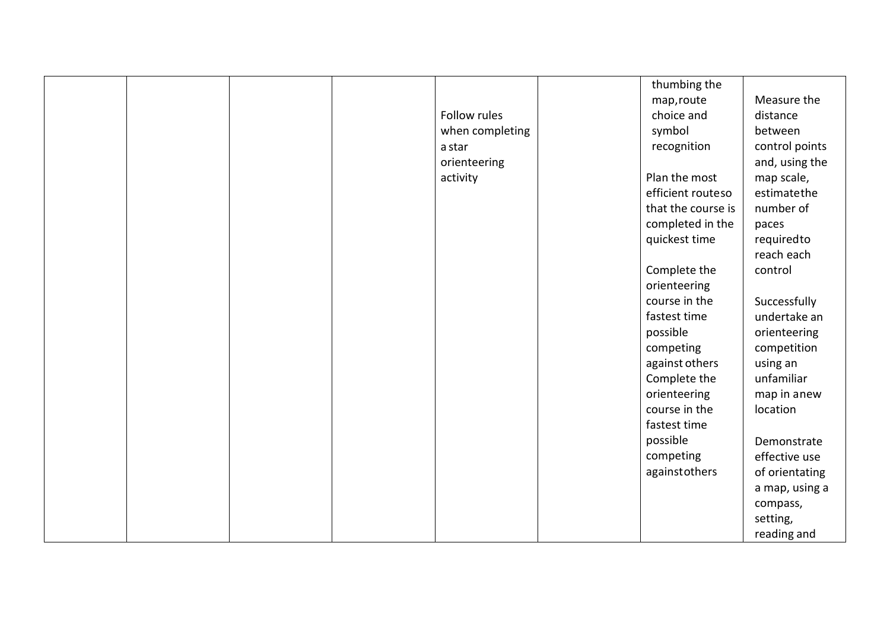|  |  |  |  |  |  |  |  |
|---|---|---|---|---|---|---|---|
|  |  |  |  | Follow rules when completing a star orienteering activity |  | thumbing the map, route choice and symbol recognition<br><br>Plan the most efficient route so that the course is completed in the quickest time<br><br>Complete the orienteering course in the fastest time possible competing against others<br>Complete the orienteering course in the fastest time possible competing against others | Measure the distance between control points and, using the map scale, estimate the number of paces required to reach each control<br><br>Successfully undertake an orienteering competition using an unfamiliar map in a new location<br><br>Demonstrate effective use of orientating a map, using a compass, setting, reading and |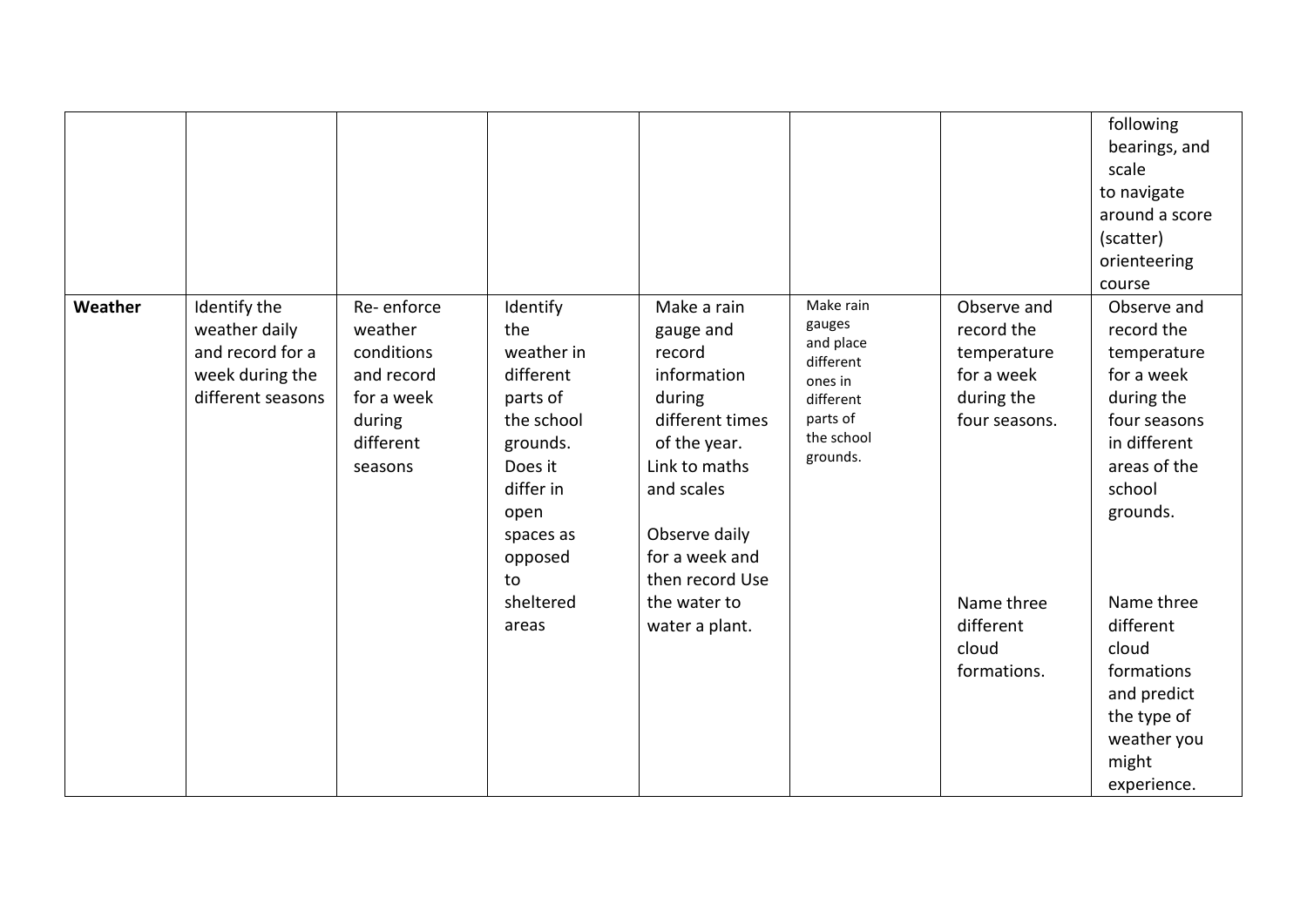| | | | | | | | |
|---|---|---|---|---|---|---|---|
| | | | | | | | following bearings, and scale to navigate around a score (scatter) orienteering course |
| **Weather** | Identify the weather daily and record for a week during the different seasons | Re- enforce weather conditions and record for a week during different seasons | Identify the weather in different parts of the school grounds. Does it differ in open spaces as opposed to sheltered areas | Make a rain gauge and record information during different times of the year. Link to maths and scales<br><br>Observe daily for a week and then record Use the water to water a plant. | Make rain gauges and place different ones in different parts of the school grounds. | Observe and record the temperature for a week during the four seasons.<br><br>Name three different cloud formations. | Observe and record the temperature for a week during the four seasons in different areas of the school grounds.<br><br>Name three different cloud formations and predict the type of weather you might experience. |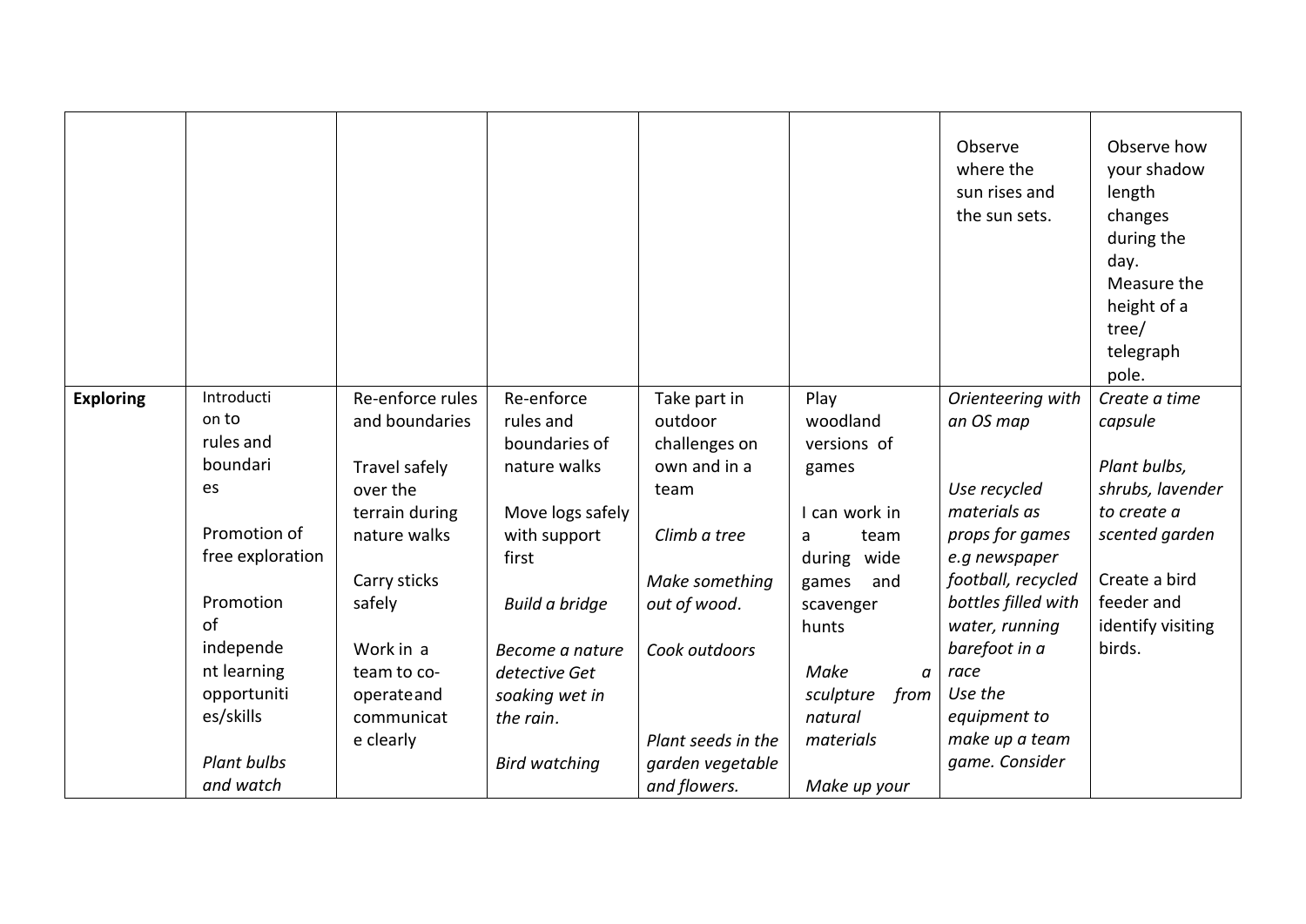| | | | | | | | |
|---|---|---|---|---|---|---|---|
| | | | | | | Observe where the sun rises and the sun sets. | Observe how your shadow length changes during the day. Measure the height of a tree/ telegraph pole. |
| **Exploring** | Introduction to rules and boundaries<br><br>Promotion of free exploration<br><br>Promotion of independent learning opportunities/skills<br><br>*Plant bulbs and watch* | Re-enforce rules and boundaries<br><br>Travel safely over the terrain during nature walks<br><br>Carry sticks safely<br><br>Work in a team to co-operate and communicate clearly | Re-enforce rules and boundaries of nature walks<br><br>Move logs safely with support first<br><br>*Build a bridge*<br><br>*Become a nature detective Get soaking wet in the rain.*<br><br>*Bird watching* | Take part in outdoor challenges on own and in a team<br><br>*Climb a tree*<br><br>*Make something out of wood.*<br><br>*Cook outdoors*<br><br>*Plant seeds in the garden vegetable and flowers.* | Play woodland versions of games<br><br>I can work in a team during wide games and scavenger hunts<br><br>*Make a sculpture from natural materials*<br><br>*Make up your* | *Orienteering with an OS map*<br><br>*Use recycled materials as props for games e.g newspaper football, recycled bottles filled with water, running barefoot in a race*<br>*Use the equipment to make up a team game. Consider* | *Create a time capsule*<br><br>*Plant bulbs, shrubs, lavender to create a scented garden*<br><br>Create a bird feeder and identify visiting birds. |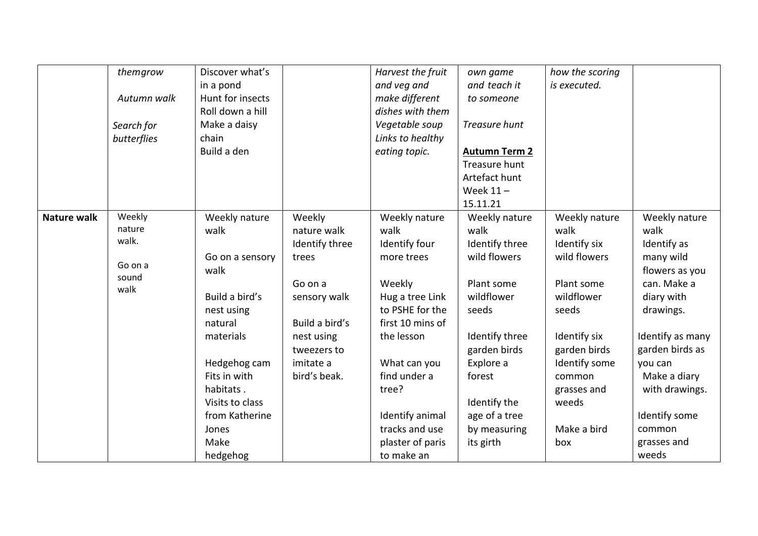|  |  |  |  |  |  |  |  |
|---|---|---|---|---|---|---|---|
|  | *themgrow*<br><br>*Autumn walk*<br><br>*Search for butterflies* | Discover what's in a pond<br>Hunt for insects<br>Roll down a hill<br>Make a daisy chain<br>Build a den |  | *Harvest the fruit and veg and make different dishes with them Vegetable soup Links to healthy eating topic.* | *own game and teach it to someone*<br><br>*Treasure hunt*<br><br>**Autumn Term 2**<br>Treasure hunt<br>Artefact hunt<br>Week 11 – 15.11.21 | *how the scoring is executed.* |  |
| **Nature walk** | Weekly nature walk.<br><br>Go on a sound walk | Weekly nature walk<br><br>Go on a sensory walk<br><br>Build a bird's nest using natural materials<br><br>Hedgehog cam Fits in with habitats .<br>Visits to class from Katherine Jones<br>Make hedgehog | Weekly nature walk<br>Identify three trees<br><br>Go on a sensory walk<br><br>Build a bird's nest using tweezers to imitate a bird's beak. | Weekly nature walk<br>Identify four more trees<br><br>Weekly<br>Hug a tree Link to PSHE for the first 10 mins of the lesson<br><br>What can you find under a tree?<br><br>Identify animal tracks and use plaster of paris to make an | Weekly nature walk<br>Identify three wild flowers<br><br>Plant some wildflower seeds<br><br>Identify three garden birds<br>Explore a forest<br><br>Identify the age of a tree by measuring its girth | Weekly nature walk<br>Identify six wild flowers<br><br>Plant some wildflower seeds<br><br>Identify six garden birds<br>Identify some common grasses and weeds<br><br>Make a bird box | Weekly nature walk<br>Identify as many wild flowers as you can. Make a diary with drawings.<br><br>Identify as many garden birds as you can<br>Make a diary with drawings.<br><br>Identify some common grasses and weeds |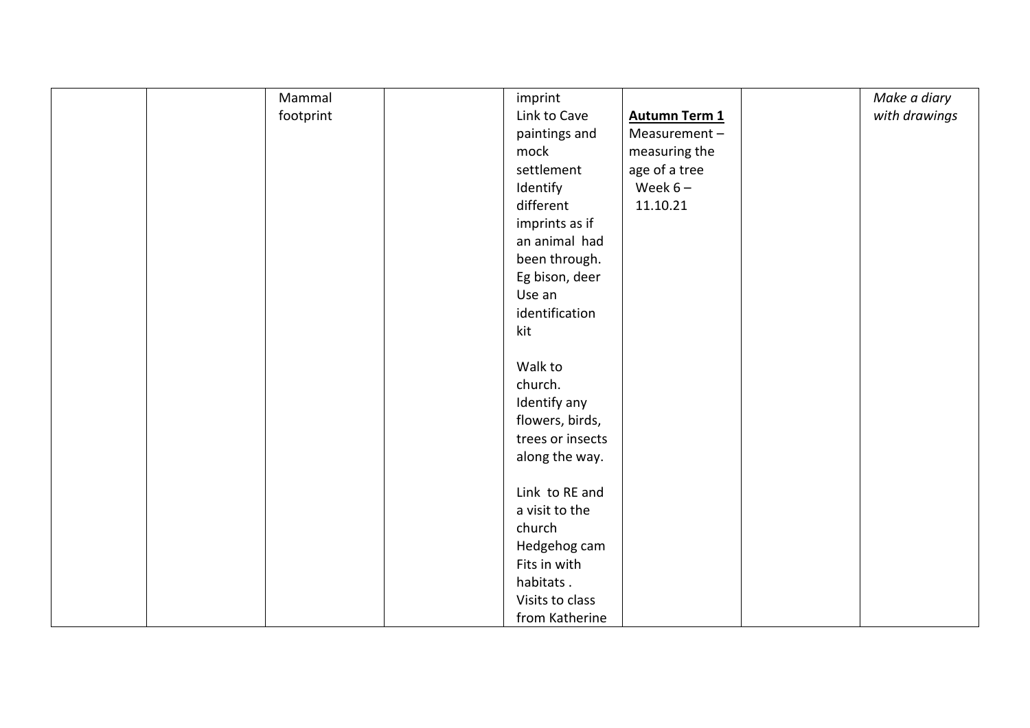| | | | | | | | |
|---|---|---|---|---|---|---|---|
| | | Mammal footprint | | imprint<br>Link to Cave paintings and mock settlement<br>Identify different imprints as if an animal had been through. Eg bison, deer<br>Use an identification kit<br><br>Walk to church. Identify any flowers, birds, trees or insects along the way.<br><br>Link to RE and a visit to the church<br>Hedgehog cam<br>Fits in with habitats .<br>Visits to class from Katherine | **<u>Autumn Term 1</u>**<br>Measurement – measuring the age of a tree<br>Week 6 – 11.10.21 | | *Make a diary with drawings* |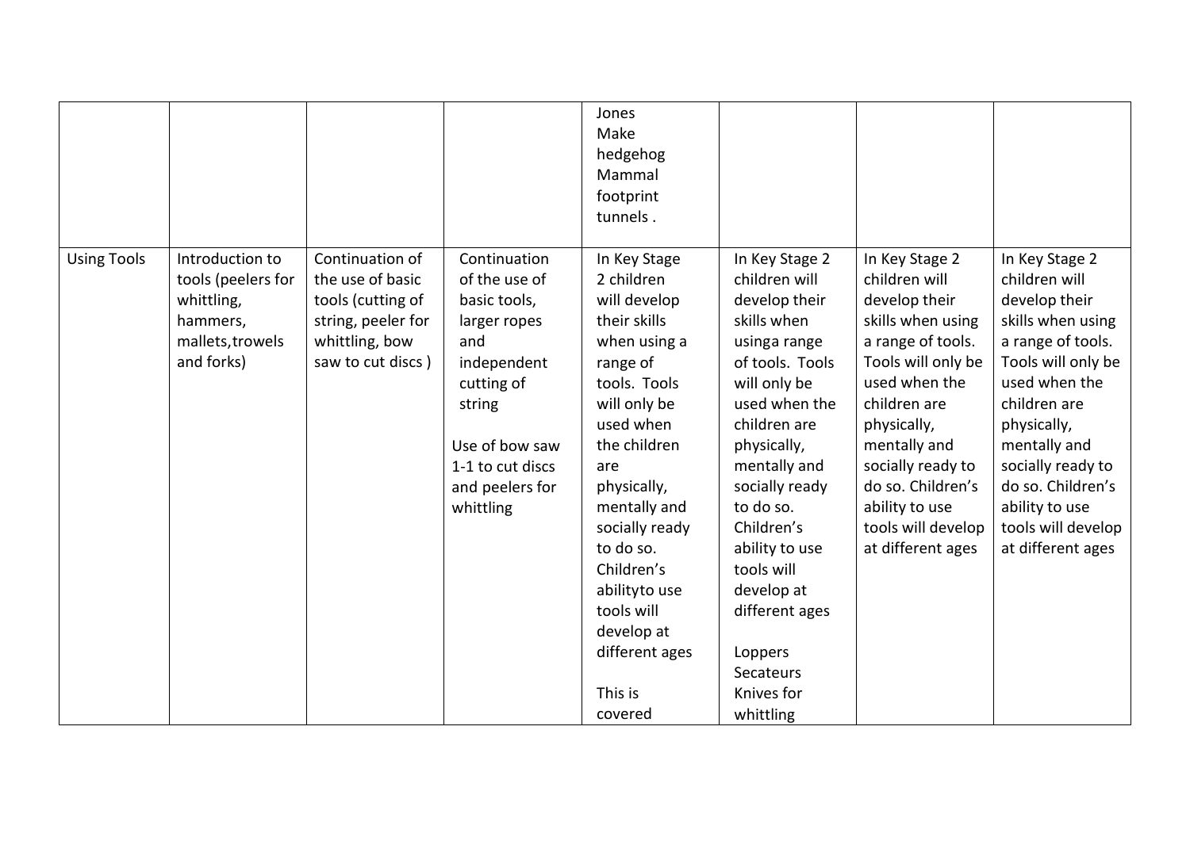|  |  |  |  |  |  |  |  |
|---|---|---|---|---|---|---|---|
|  |  |  |  | Jones Make hedgehog Mammal footprint tunnels . |  |  |  |
| Using Tools | Introduction to tools (peelers for whittling, hammers, mallets,trowels and forks) | Continuation of the use of basic tools (cutting of string, peeler for whittling, bow saw to cut discs ) | Continuation of the use of basic tools, larger ropes and independent cutting of string<br><br>Use of bow saw 1-1 to cut discs and peelers for whittling | In Key Stage 2 children will develop their skills when using a range of tools. Tools will only be used when the children are physically, mentally and socially ready to do so. Children's abilityto use tools will develop at different ages<br><br>This is covered | In Key Stage 2 children will develop their skills when usinga range of tools. Tools will only be used when the children are physically, mentally and socially ready to do so. Children's ability to use tools will develop at different ages<br><br>Loppers<br>Secateurs<br>Knives for whittling | In Key Stage 2 children will develop their skills when using a range of tools. Tools will only be used when the children are physically, mentally and socially ready to do so. Children's ability to use tools will develop at different ages | In Key Stage 2 children will develop their skills when using a range of tools. Tools will only be used when the children are physically, mentally and socially ready to do so. Children's ability to use tools will develop at different ages |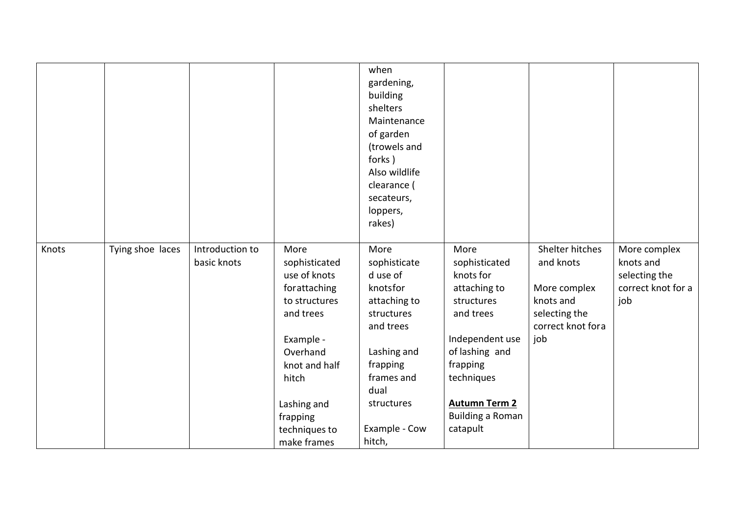| | | | | | | | |
|---|---|---|---|---|---|---|---|
| | | | | when gardening, building shelters<br>Maintenance of garden (trowels and forks )<br>Also wildlife clearance ( secateurs, loppers, rakes) | | | |
| Knots | Tying shoe laces | Introduction to basic knots | More sophisticated use of knots forattaching to structures and trees<br><br>Example - Overhand knot and half hitch<br><br>Lashing and frapping techniques to make frames | More sophisticated use of knotsfor attaching to structures and trees<br><br>Lashing and frapping frames and dual structures<br><br>Example - Cow hitch, | More sophisticated knots for attaching to structures and trees<br><br>Independent use of lashing and frapping techniques<br><br>**Autumn Term 2**<br>Building a Roman catapult | Shelter hitches and knots<br><br>More complex knots and selecting the correct knot fora job | More complex knots and selecting the correct knot for a job |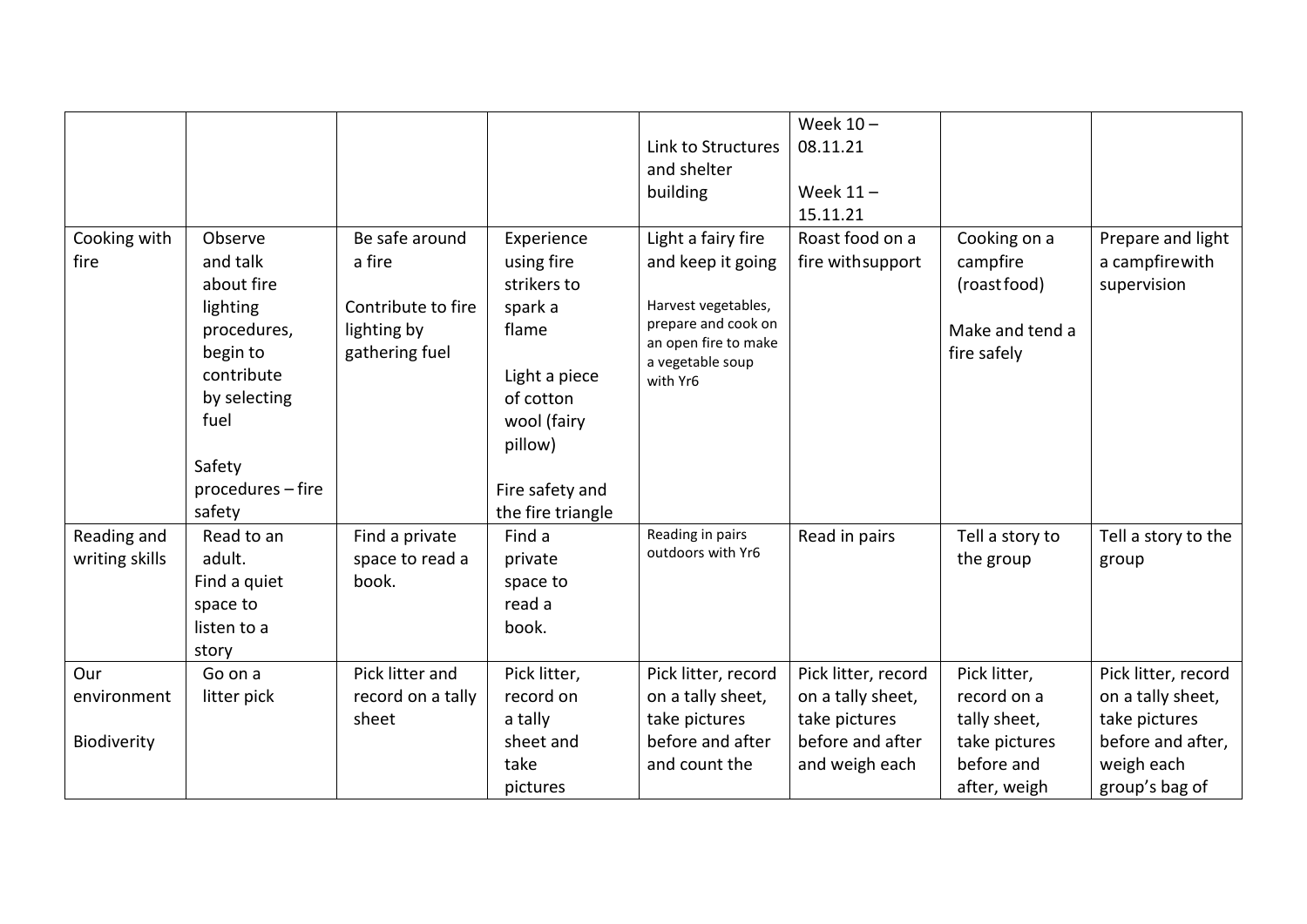| | | | | Link to Structures and shelter building | Week 10 – 08.11.21<br><br>Week 11 – 15.11.21 | | |
|---|---|---|---|---|---|---|---|
| Cooking with fire | Observe and talk about fire lighting procedures, begin to contribute by selecting fuel<br><br>Safety procedures – fire safety | Be safe around a fire<br><br>Contribute to fire lighting by gathering fuel | Experience using fire strikers to spark a flame<br><br>Light a piece of cotton wool (fairy pillow)<br><br>Fire safety and the fire triangle | Light a fairy fire and keep it going<br><br>Harvest vegetables, prepare and cook on an open fire to make a vegetable soup with Yr6 | Roast food on a fire with support | Cooking on a campfire (roast food)<br><br>Make and tend a fire safely | Prepare and light a campfire with supervision |
| Reading and writing skills | Read to an adult.<br>Find a quiet space to listen to a story | Find a private space to read a book. | Find a private space to read a book. | Reading in pairs outdoors with Yr6 | Read in pairs | Tell a story to the group | Tell a story to the group |
| Our environment<br><br>Biodiverity | Go on a litter pick | Pick litter and record on a tally sheet | Pick litter, record on a tally sheet and take pictures | Pick litter, record on a tally sheet, take pictures before and after and count the | Pick litter, record on a tally sheet, take pictures before and after and weigh each | Pick litter, record on a tally sheet, take pictures before and after, weigh | Pick litter, record on a tally sheet, take pictures before and after, weigh each group's bag of |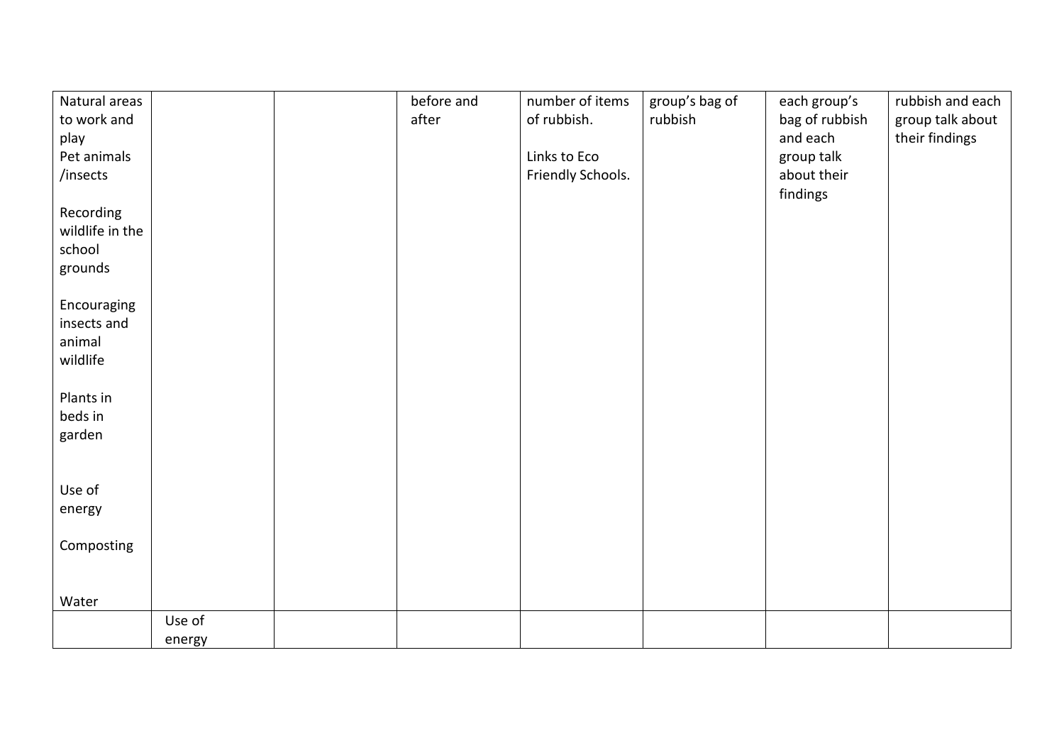| | | | | | | | |
|---|---|---|---|---|---|---|---|
| Natural areas to work and play<br>Pet animals /insects<br><br>Recording wildlife in the school grounds<br><br>Encouraging insects and animal wildlife<br><br>Plants in beds in garden<br><br>Use of energy<br><br>Composting<br><br>Water | | | before and after | number of items of rubbish.<br><br>Links to Eco Friendly Schools. | group's bag of rubbish | each group's bag of rubbish and each group talk about their findings | rubbish and each group talk about their findings |
| | Use of energy | | | | | | |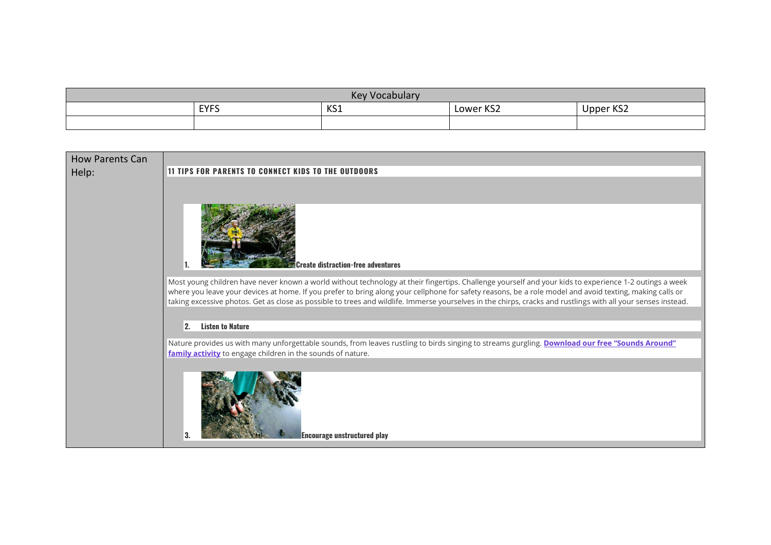| Key Vocabulary | | | | |
|---|---|---|---|---|
| | EYFS | KS1 | Lower KS2 | Upper KS2 |
| | | | | |

| How Parents Can Help: | |
|---|---|
| | **11 TIPS FOR PARENTS TO CONNECT KIDS TO THE OUTDOORS** |

**11 TIPS FOR PARENTS TO CONNECT KIDS TO THE OUTDOORS**

1. **Create distraction-free adventures**

Most young children have never known a world without technology at their fingertips. Challenge yourself and your kids to experience 1-2 outings a week where you leave your devices at home. If you prefer to bring along your cellphone for safety reasons, be a role model and avoid texting, making calls or taking excessive photos. Get as close as possible to trees and wildlife. Immerse yourselves in the chirps, cracks and rustlings with all your senses instead.

2. **Listen to Nature**

Nature provides us with many unforgettable sounds, from leaves rustling to birds singing to streams gurgling. **Download our free "Sounds Around" family activity** to engage children in the sounds of nature.

3. **Encourage unstructured play**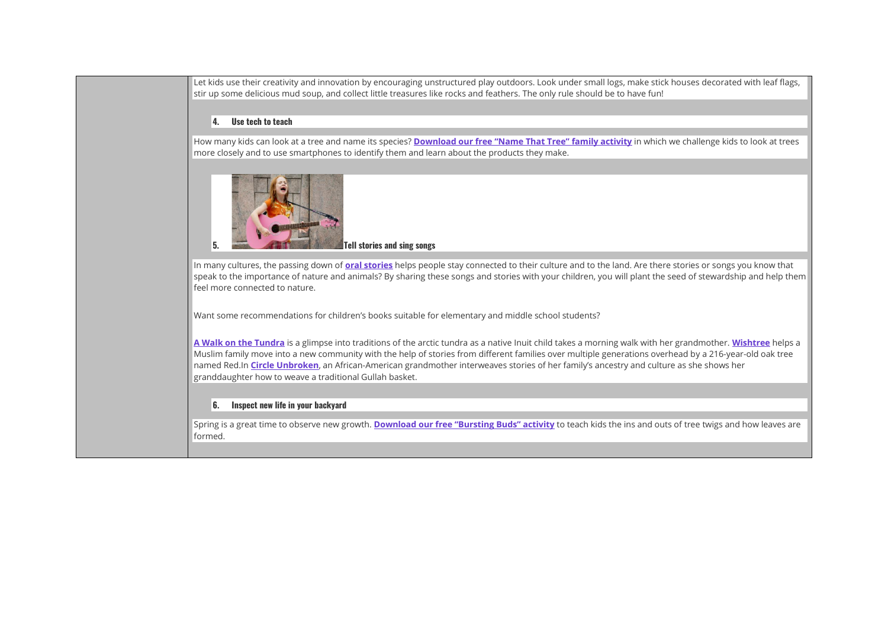Let kids use their creativity and innovation by encouraging unstructured play outdoors. Look under small logs, make stick houses decorated with leaf flags, stir up some delicious mud soup, and collect little treasures like rocks and feathers. The only rule should be to have fun!

### 4. Use tech to teach

How many kids can look at a tree and name its species? **Download our free "Name That Tree" family activity** in which we challenge kids to look at trees more closely and to use smartphones to identify them and learn about the products they make.

### 5. Tell stories and sing songs

In many cultures, the passing down of **oral stories** helps people stay connected to their culture and to the land. Are there stories or songs you know that speak to the importance of nature and animals? By sharing these songs and stories with your children, you will plant the seed of stewardship and help them feel more connected to nature.

Want some recommendations for children's books suitable for elementary and middle school students?

**A Walk on the Tundra** is a glimpse into traditions of the arctic tundra as a native Inuit child takes a morning walk with her grandmother. **Wishtree** helps a Muslim family move into a new community with the help of stories from different families over multiple generations overhead by a 216-year-old oak tree named Red.In **Circle Unbroken**, an African-American grandmother interweaves stories of her family's ancestry and culture as she shows her granddaughter how to weave a traditional Gullah basket.

### 6. Inspect new life in your backyard

Spring is a great time to observe new growth. **Download our free "Bursting Buds" activity** to teach kids the ins and outs of tree twigs and how leaves are formed.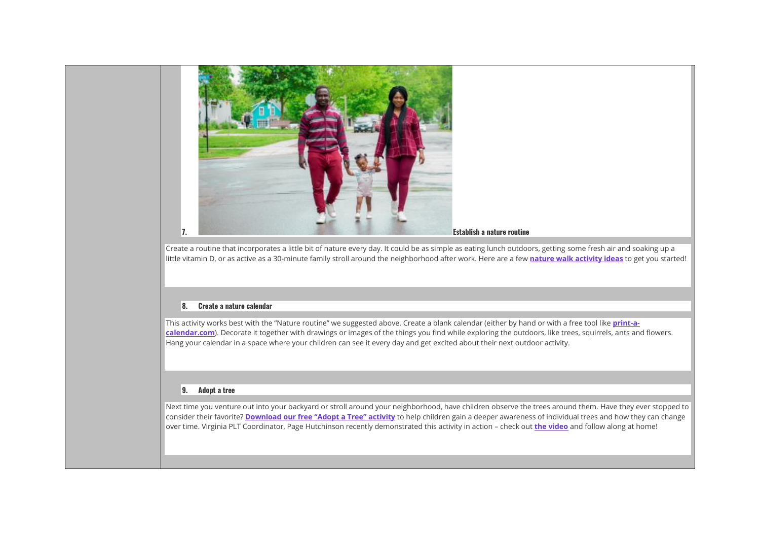7. **Establish a nature routine**

Create a routine that incorporates a little bit of nature every day. It could be as simple as eating lunch outdoors, getting some fresh air and soaking up a little vitamin D, or as active as a 30-minute family stroll around the neighborhood after work. Here are a few **nature walk activity ideas** to get you started!

8. **Create a nature calendar**

This activity works best with the "Nature routine" we suggested above. Create a blank calendar (either by hand or with a free tool like **print-a-calendar.com**). Decorate it together with drawings or images of the things you find while exploring the outdoors, like trees, squirrels, ants and flowers. Hang your calendar in a space where your children can see it every day and get excited about their next outdoor activity.

9. **Adopt a tree**

Next time you venture out into your backyard or stroll around your neighborhood, have children observe the trees around them. Have they ever stopped to consider their favorite? **Download our free "Adopt a Tree" activity** to help children gain a deeper awareness of individual trees and how they can change over time. Virginia PLT Coordinator, Page Hutchinson recently demonstrated this activity in action – check out **the video** and follow along at home!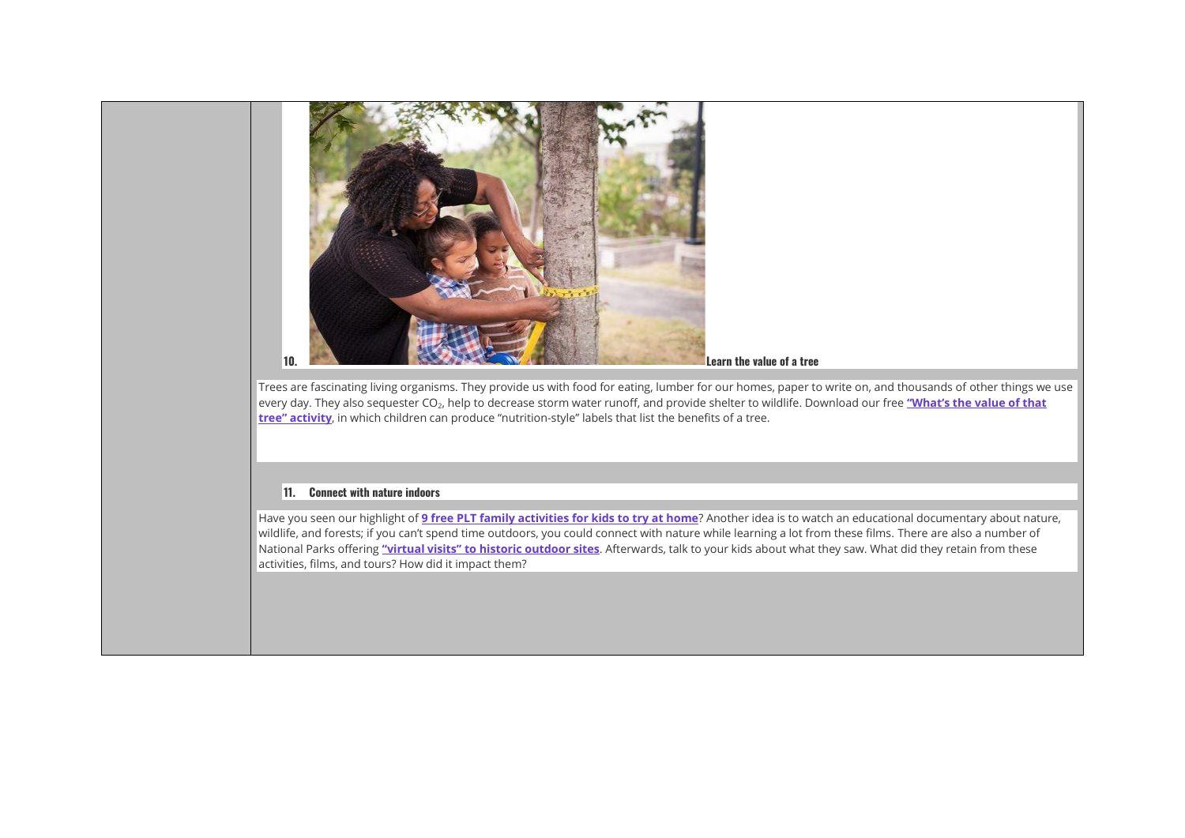### 10. Learn the value of a tree

Trees are fascinating living organisms. They provide us with food for eating, lumber for our homes, paper to write on, and thousands of other things we use every day. They also sequester $CO_2$, help to decrease storm water runoff, and provide shelter to wildlife. Download our free **"What's the value of that tree" activity**, in which children can produce "nutrition-style" labels that list the benefits of a tree.

### 11. Connect with nature indoors

Have you seen our highlight of **9 free PLT family activities for kids to try at home**? Another idea is to watch an educational documentary about nature, wildlife, and forests; if you can't spend time outdoors, you could connect with nature while learning a lot from these films. There are also a number of National Parks offering **"virtual visits" to historic outdoor sites**. Afterwards, talk to your kids about what they saw. What did they retain from these activities, films, and tours? How did it impact them?